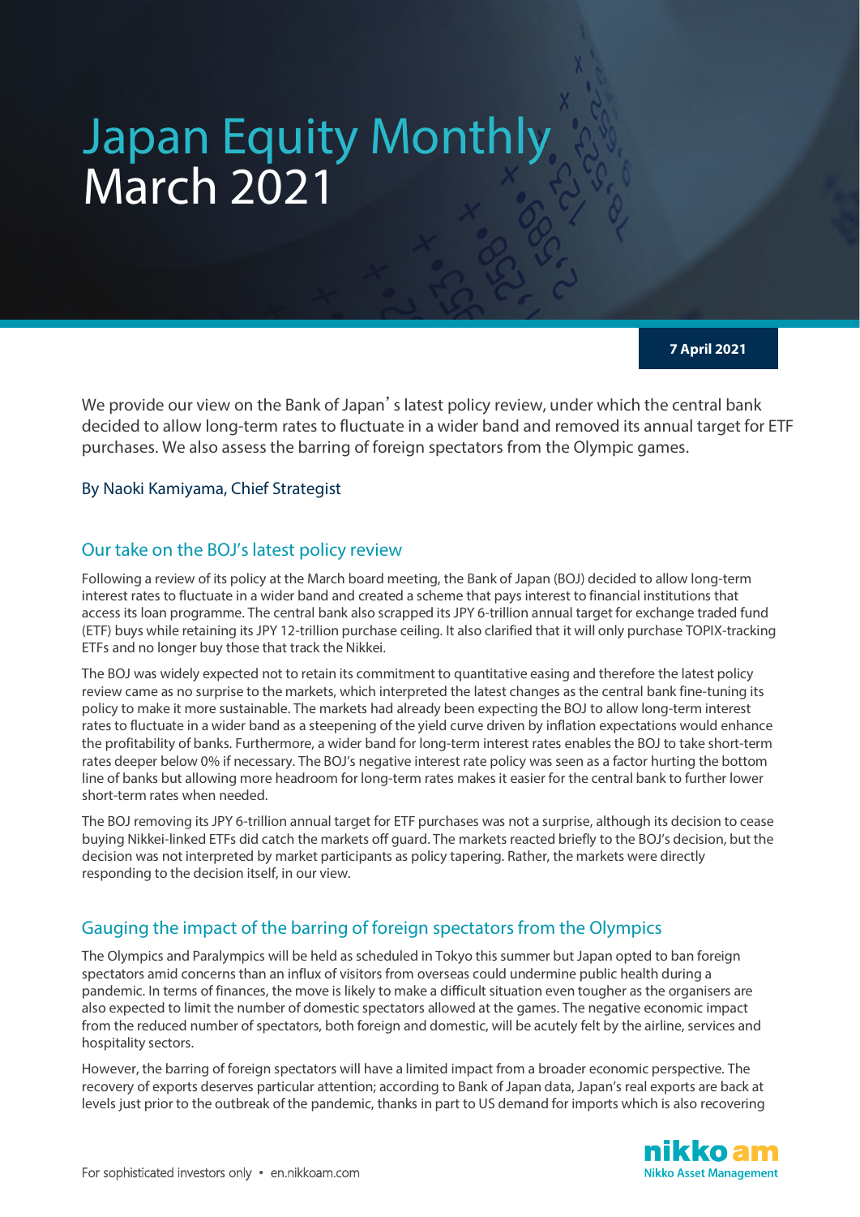# Japan Equity Monthly
March 2021

**7 April 2021**

We provide our view on the Bank of Japan's latest policy review, under which the central bank decided to allow long-term rates to fluctuate in a wider band and removed its annual target for ETF purchases. We also assess the barring of foreign spectators from the Olympic games.

By Naoki Kamiyama, Chief Strategist

## Our take on the BOJ's latest policy review

Following a review of its policy at the March board meeting, the Bank of Japan (BOJ) decided to allow long-term interest rates to fluctuate in a wider band and created a scheme that pays interest to financial institutions that access its loan programme. The central bank also scrapped its JPY 6-trillion annual target for exchange traded fund (ETF) buys while retaining its JPY 12-trillion purchase ceiling. It also clarified that it will only purchase TOPIX-tracking ETFs and no longer buy those that track the Nikkei.

The BOJ was widely expected not to retain its commitment to quantitative easing and therefore the latest policy review came as no surprise to the markets, which interpreted the latest changes as the central bank fine-tuning its policy to make it more sustainable. The markets had already been expecting the BOJ to allow long-term interest rates to fluctuate in a wider band as a steepening of the yield curve driven by inflation expectations would enhance the profitability of banks. Furthermore, a wider band for long-term interest rates enables the BOJ to take short-term rates deeper below 0% if necessary. The BOJ's negative interest rate policy was seen as a factor hurting the bottom line of banks but allowing more headroom for long-term rates makes it easier for the central bank to further lower short-term rates when needed.

The BOJ removing its JPY 6-trillion annual target for ETF purchases was not a surprise, although its decision to cease buying Nikkei-linked ETFs did catch the markets off guard. The markets reacted briefly to the BOJ's decision, but the decision was not interpreted by market participants as policy tapering. Rather, the markets were directly responding to the decision itself, in our view.

## Gauging the impact of the barring of foreign spectators from the Olympics

The Olympics and Paralympics will be held as scheduled in Tokyo this summer but Japan opted to ban foreign spectators amid concerns than an influx of visitors from overseas could undermine public health during a pandemic. In terms of finances, the move is likely to make a difficult situation even tougher as the organisers are also expected to limit the number of domestic spectators allowed at the games. The negative economic impact from the reduced number of spectators, both foreign and domestic, will be acutely felt by the airline, services and hospitality sectors.

However, the barring of foreign spectators will have a limited impact from a broader economic perspective. The recovery of exports deserves particular attention; according to Bank of Japan data, Japan's real exports are back at levels just prior to the outbreak of the pandemic, thanks in part to US demand for imports which is also recovering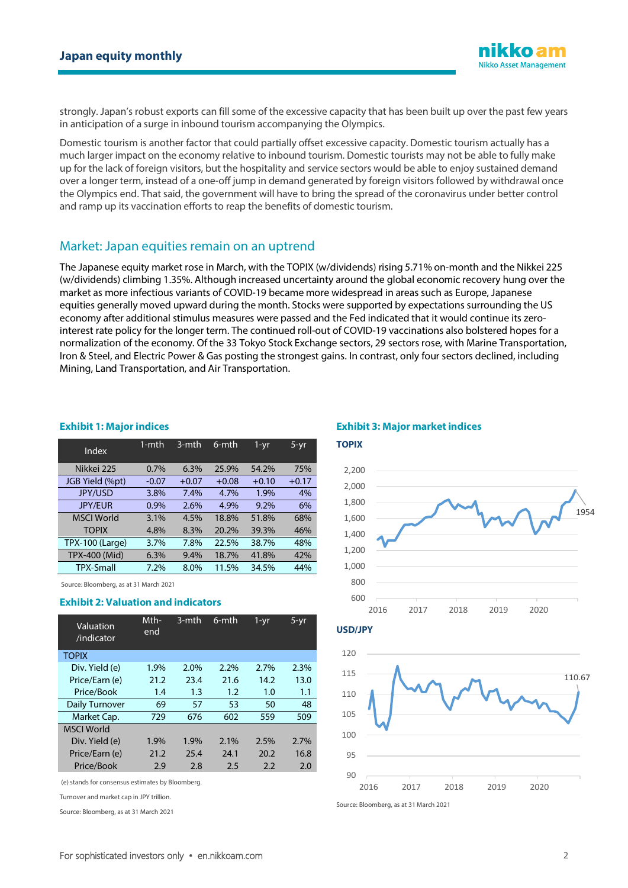strongly. Japan's robust exports can fill some of the excessive capacity that has been built up over the past few years in anticipation of a surge in inbound tourism accompanying the Olympics.

Domestic tourism is another factor that could partially offset excessive capacity. Domestic tourism actually has a much larger impact on the economy relative to inbound tourism. Domestic tourists may not be able to fully make up for the lack of foreign visitors, but the hospitality and service sectors would be able to enjoy sustained demand over a longer term, instead of a one-off jump in demand generated by foreign visitors followed by withdrawal once the Olympics end. That said, the government will have to bring the spread of the coronavirus under better control and ramp up its vaccination efforts to reap the benefits of domestic tourism.

## Market: Japan equities remain on an uptrend

The Japanese equity market rose in March, with the TOPIX (w/dividends) rising 5.71% on-month and the Nikkei 225 (w/dividends) climbing 1.35%. Although increased uncertainty around the global economic recovery hung over the market as more infectious variants of COVID-19 became more widespread in areas such as Europe, Japanese equities generally moved upward during the month. Stocks were supported by expectations surrounding the US economy after additional stimulus measures were passed and the Fed indicated that it would continue its zero-interest rate policy for the longer term. The continued roll-out of COVID-19 vaccinations also bolstered hopes for a normalization of the economy. Of the 33 Tokyo Stock Exchange sectors, 29 sectors rose, with Marine Transportation, Iron & Steel, and Electric Power & Gas posting the strongest gains. In contrast, only four sectors declined, including Mining, Land Transportation, and Air Transportation.

**Exhibit 1: Major indices**

| Index | 1-mth | 3-mth | 6-mth | 1-yr | 5-yr |
|---|---|---|---|---|---|
| Nikkei 225 | 0.7% | 6.3% | 25.9% | 54.2% | 75% |
| JGB Yield (%pt) | -0.07 | +0.07 | +0.08 | +0.10 | +0.17 |
| JPY/USD | 3.8% | 7.4% | 4.7% | 1.9% | 4% |
| JPY/EUR | 0.9% | 2.6% | 4.9% | 9.2% | 6% |
| MSCI World | 3.1% | 4.5% | 18.8% | 51.8% | 68% |
| TOPIX | 4.8% | 8.3% | 20.2% | 39.3% | 46% |
| TPX-100 (Large) | 3.7% | 7.8% | 22.5% | 38.7% | 48% |
| TPX-400 (Mid) | 6.3% | 9.4% | 18.7% | 41.8% | 42% |
| TPX-Small | 7.2% | 8.0% | 11.5% | 34.5% | 44% |

Source: Bloomberg, as at 31 March 2021

**Exhibit 2: Valuation and indicators**

| Valuation /indicator | Mth-end | 3-mth | 6-mth | 1-yr | 5-yr |
|---|---|---|---|---|---|
| TOPIX | | | | | |
| Div. Yield (e) | 1.9% | 2.0% | 2.2% | 2.7% | 2.3% |
| Price/Earn (e) | 21.2 | 23.4 | 21.6 | 14.2 | 13.0 |
| Price/Book | 1.4 | 1.3 | 1.2 | 1.0 | 1.1 |
| Daily Turnover | 69 | 57 | 53 | 50 | 48 |
| Market Cap. | 729 | 676 | 602 | 559 | 509 |
| MSCI World | | | | | |
| Div. Yield (e) | 1.9% | 1.9% | 2.1% | 2.5% | 2.7% |
| Price/Earn (e) | 21.2 | 25.4 | 24.1 | 20.2 | 16.8 |
| Price/Book | 2.9 | 2.8 | 2.5 | 2.2 | 2.0 |

(e) stands for consensus estimates by Bloomberg.

Turnover and market cap in JPY trillion.

Source: Bloomberg, as at 31 March 2021

**Exhibit 3: Major market indices**

**TOPIX**

**USD/JPY**

Source: Bloomberg, as at 31 March 2021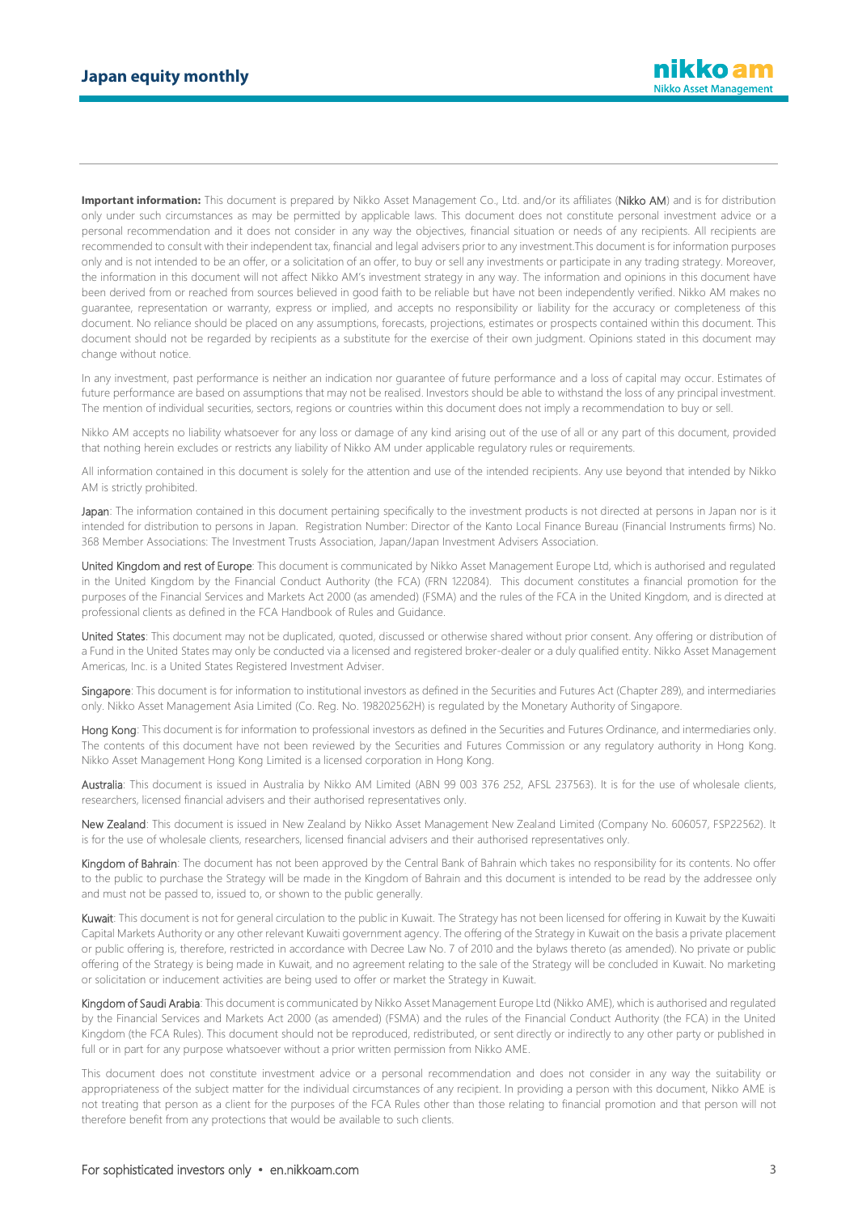**Important information:** This document is prepared by Nikko Asset Management Co., Ltd. and/or its affiliates (Nikko AM) and is for distribution only under such circumstances as may be permitted by applicable laws. This document does not constitute personal investment advice or a personal recommendation and it does not consider in any way the objectives, financial situation or needs of any recipients. All recipients are recommended to consult with their independent tax, financial and legal advisers prior to any investment.This document is for information purposes only and is not intended to be an offer, or a solicitation of an offer, to buy or sell any investments or participate in any trading strategy. Moreover, the information in this document will not affect Nikko AM's investment strategy in any way. The information and opinions in this document have been derived from or reached from sources believed in good faith to be reliable but have not been independently verified. Nikko AM makes no guarantee, representation or warranty, express or implied, and accepts no responsibility or liability for the accuracy or completeness of this document. No reliance should be placed on any assumptions, forecasts, projections, estimates or prospects contained within this document. This document should not be regarded by recipients as a substitute for the exercise of their own judgment. Opinions stated in this document may change without notice.

In any investment, past performance is neither an indication nor guarantee of future performance and a loss of capital may occur. Estimates of future performance are based on assumptions that may not be realised. Investors should be able to withstand the loss of any principal investment. The mention of individual securities, sectors, regions or countries within this document does not imply a recommendation to buy or sell.

Nikko AM accepts no liability whatsoever for any loss or damage of any kind arising out of the use of all or any part of this document, provided that nothing herein excludes or restricts any liability of Nikko AM under applicable regulatory rules or requirements.

All information contained in this document is solely for the attention and use of the intended recipients. Any use beyond that intended by Nikko AM is strictly prohibited.

Japan: The information contained in this document pertaining specifically to the investment products is not directed at persons in Japan nor is it intended for distribution to persons in Japan. Registration Number: Director of the Kanto Local Finance Bureau (Financial Instruments firms) No. 368 Member Associations: The Investment Trusts Association, Japan/Japan Investment Advisers Association.

United Kingdom and rest of Europe: This document is communicated by Nikko Asset Management Europe Ltd, which is authorised and regulated in the United Kingdom by the Financial Conduct Authority (the FCA) (FRN 122084). This document constitutes a financial promotion for the purposes of the Financial Services and Markets Act 2000 (as amended) (FSMA) and the rules of the FCA in the United Kingdom, and is directed at professional clients as defined in the FCA Handbook of Rules and Guidance.

United States: This document may not be duplicated, quoted, discussed or otherwise shared without prior consent. Any offering or distribution of a Fund in the United States may only be conducted via a licensed and registered broker-dealer or a duly qualified entity. Nikko Asset Management Americas, Inc. is a United States Registered Investment Adviser.

Singapore: This document is for information to institutional investors as defined in the Securities and Futures Act (Chapter 289), and intermediaries only. Nikko Asset Management Asia Limited (Co. Reg. No. 198202562H) is regulated by the Monetary Authority of Singapore.

Hong Kong: This document is for information to professional investors as defined in the Securities and Futures Ordinance, and intermediaries only. The contents of this document have not been reviewed by the Securities and Futures Commission or any regulatory authority in Hong Kong. Nikko Asset Management Hong Kong Limited is a licensed corporation in Hong Kong.

Australia: This document is issued in Australia by Nikko AM Limited (ABN 99 003 376 252, AFSL 237563). It is for the use of wholesale clients, researchers, licensed financial advisers and their authorised representatives only.

New Zealand: This document is issued in New Zealand by Nikko Asset Management New Zealand Limited (Company No. 606057, FSP22562). It is for the use of wholesale clients, researchers, licensed financial advisers and their authorised representatives only.

Kingdom of Bahrain: The document has not been approved by the Central Bank of Bahrain which takes no responsibility for its contents. No offer to the public to purchase the Strategy will be made in the Kingdom of Bahrain and this document is intended to be read by the addressee only and must not be passed to, issued to, or shown to the public generally.

Kuwait: This document is not for general circulation to the public in Kuwait. The Strategy has not been licensed for offering in Kuwait by the Kuwaiti Capital Markets Authority or any other relevant Kuwaiti government agency. The offering of the Strategy in Kuwait on the basis a private placement or public offering is, therefore, restricted in accordance with Decree Law No. 7 of 2010 and the bylaws thereto (as amended). No private or public offering of the Strategy is being made in Kuwait, and no agreement relating to the sale of the Strategy will be concluded in Kuwait. No marketing or solicitation or inducement activities are being used to offer or market the Strategy in Kuwait.

Kingdom of Saudi Arabia: This document is communicated by Nikko Asset Management Europe Ltd (Nikko AME), which is authorised and regulated by the Financial Services and Markets Act 2000 (as amended) (FSMA) and the rules of the Financial Conduct Authority (the FCA) in the United Kingdom (the FCA Rules). This document should not be reproduced, redistributed, or sent directly or indirectly to any other party or published in full or in part for any purpose whatsoever without a prior written permission from Nikko AME.

This document does not constitute investment advice or a personal recommendation and does not consider in any way the suitability or appropriateness of the subject matter for the individual circumstances of any recipient. In providing a person with this document, Nikko AME is not treating that person as a client for the purposes of the FCA Rules other than those relating to financial promotion and that person will not therefore benefit from any protections that would be available to such clients.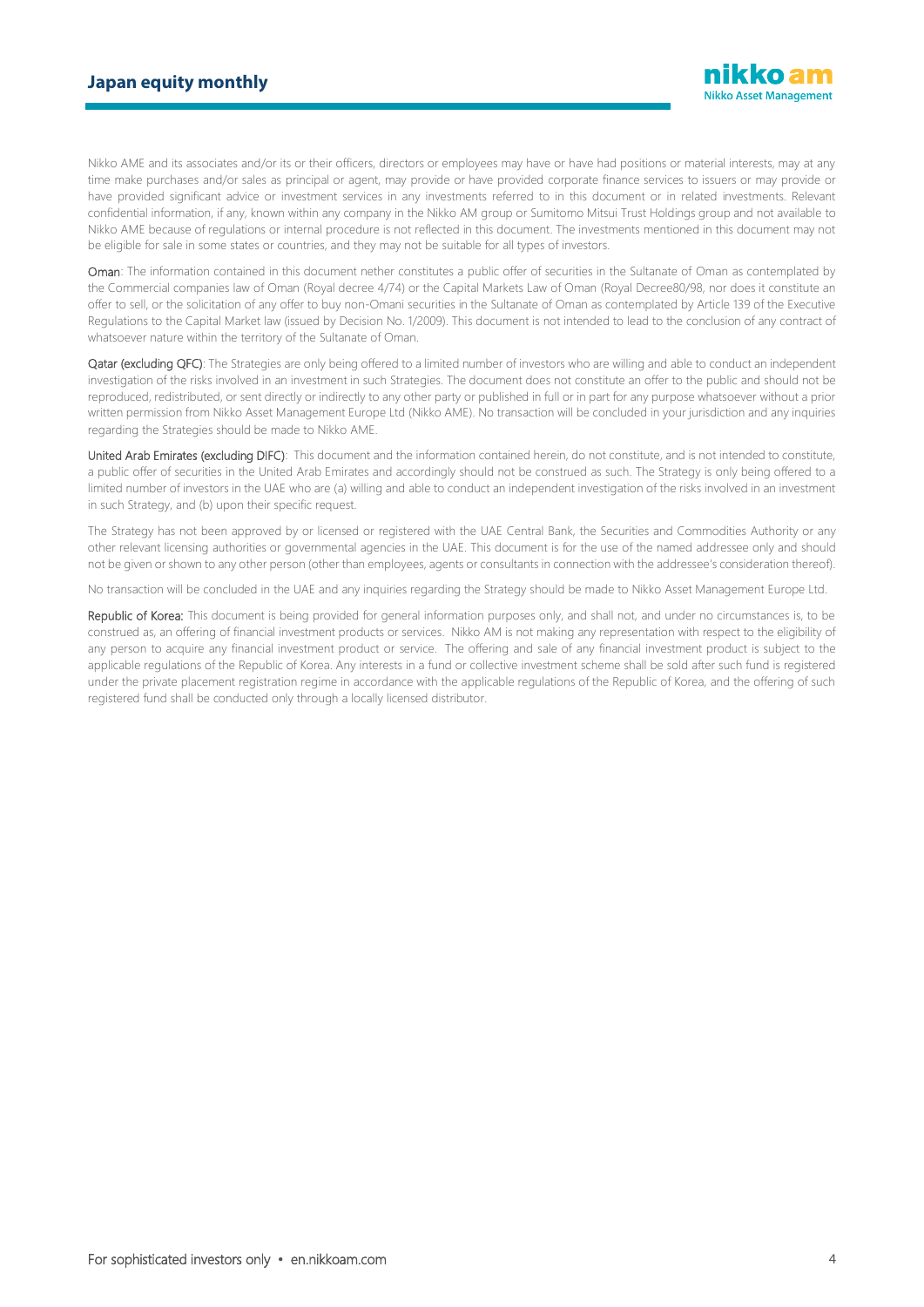Nikko AME and its associates and/or its or their officers, directors or employees may have or have had positions or material interests, may at any time make purchases and/or sales as principal or agent, may provide or have provided corporate finance services to issuers or may provide or have provided significant advice or investment services in any investments referred to in this document or in related investments. Relevant confidential information, if any, known within any company in the Nikko AM group or Sumitomo Mitsui Trust Holdings group and not available to Nikko AME because of regulations or internal procedure is not reflected in this document. The investments mentioned in this document may not be eligible for sale in some states or countries, and they may not be suitable for all types of investors.

Oman: The information contained in this document nether constitutes a public offer of securities in the Sultanate of Oman as contemplated by the Commercial companies law of Oman (Royal decree 4/74) or the Capital Markets Law of Oman (Royal Decree80/98, nor does it constitute an offer to sell, or the solicitation of any offer to buy non-Omani securities in the Sultanate of Oman as contemplated by Article 139 of the Executive Regulations to the Capital Market law (issued by Decision No. 1/2009). This document is not intended to lead to the conclusion of any contract of whatsoever nature within the territory of the Sultanate of Oman.

Qatar (excluding QFC): The Strategies are only being offered to a limited number of investors who are willing and able to conduct an independent investigation of the risks involved in an investment in such Strategies. The document does not constitute an offer to the public and should not be reproduced, redistributed, or sent directly or indirectly to any other party or published in full or in part for any purpose whatsoever without a prior written permission from Nikko Asset Management Europe Ltd (Nikko AME). No transaction will be concluded in your jurisdiction and any inquiries regarding the Strategies should be made to Nikko AME.

United Arab Emirates (excluding DIFC): This document and the information contained herein, do not constitute, and is not intended to constitute, a public offer of securities in the United Arab Emirates and accordingly should not be construed as such. The Strategy is only being offered to a limited number of investors in the UAE who are (a) willing and able to conduct an independent investigation of the risks involved in an investment in such Strategy, and (b) upon their specific request.

The Strategy has not been approved by or licensed or registered with the UAE Central Bank, the Securities and Commodities Authority or any other relevant licensing authorities or governmental agencies in the UAE. This document is for the use of the named addressee only and should not be given or shown to any other person (other than employees, agents or consultants in connection with the addressee's consideration thereof).

No transaction will be concluded in the UAE and any inquiries regarding the Strategy should be made to Nikko Asset Management Europe Ltd.

Republic of Korea: This document is being provided for general information purposes only, and shall not, and under no circumstances is, to be construed as, an offering of financial investment products or services. Nikko AM is not making any representation with respect to the eligibility of any person to acquire any financial investment product or service. The offering and sale of any financial investment product is subject to the applicable regulations of the Republic of Korea. Any interests in a fund or collective investment scheme shall be sold after such fund is registered under the private placement registration regime in accordance with the applicable regulations of the Republic of Korea, and the offering of such registered fund shall be conducted only through a locally licensed distributor.